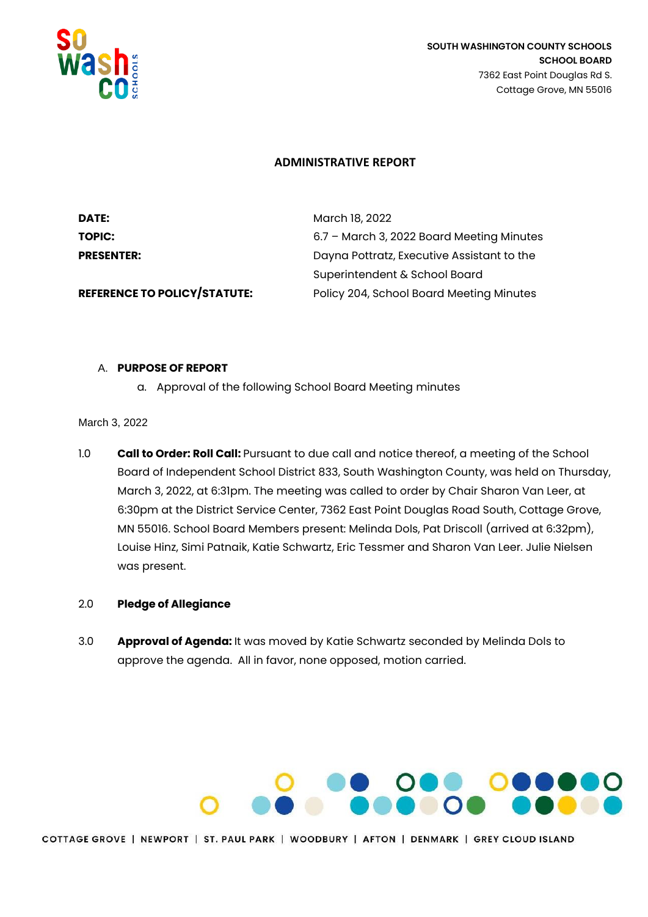SOUTH WASHINGTON COUNTY SCHOOLS
**SCHOOL BOARD**
7362 East Point Douglas Rd S.
Cottage Grove, MN 55016

## ADMINISTRATIVE REPORT

| | |
|---|---|
| **DATE:** | March 18, 2022 |
| **TOPIC:** | 6.7 – March 3, 2022 Board Meeting Minutes |
| **PRESENTER:** | Dayna Pottratz, Executive Assistant to the Superintendent & School Board |
| **REFERENCE TO POLICY/STATUTE:** | Policy 204, School Board Meeting Minutes |

A. **PURPOSE OF REPORT**
   a. Approval of the following School Board Meeting minutes

March 3, 2022

1.0 **Call to Order: Roll Call:** Pursuant to due call and notice thereof, a meeting of the School Board of Independent School District 833, South Washington County, was held on Thursday, March 3, 2022, at 6:31pm. The meeting was called to order by Chair Sharon Van Leer, at 6:30pm at the District Service Center, 7362 East Point Douglas Road South, Cottage Grove, MN 55016. School Board Members present: Melinda Dols, Pat Driscoll (arrived at 6:32pm), Louise Hinz, Simi Patnaik, Katie Schwartz, Eric Tessmer and Sharon Van Leer. Julie Nielsen was present.

2.0 **Pledge of Allegiance**

3.0 **Approval of Agenda:** It was moved by Katie Schwartz seconded by Melinda Dols to approve the agenda. All in favor, none opposed, motion carried.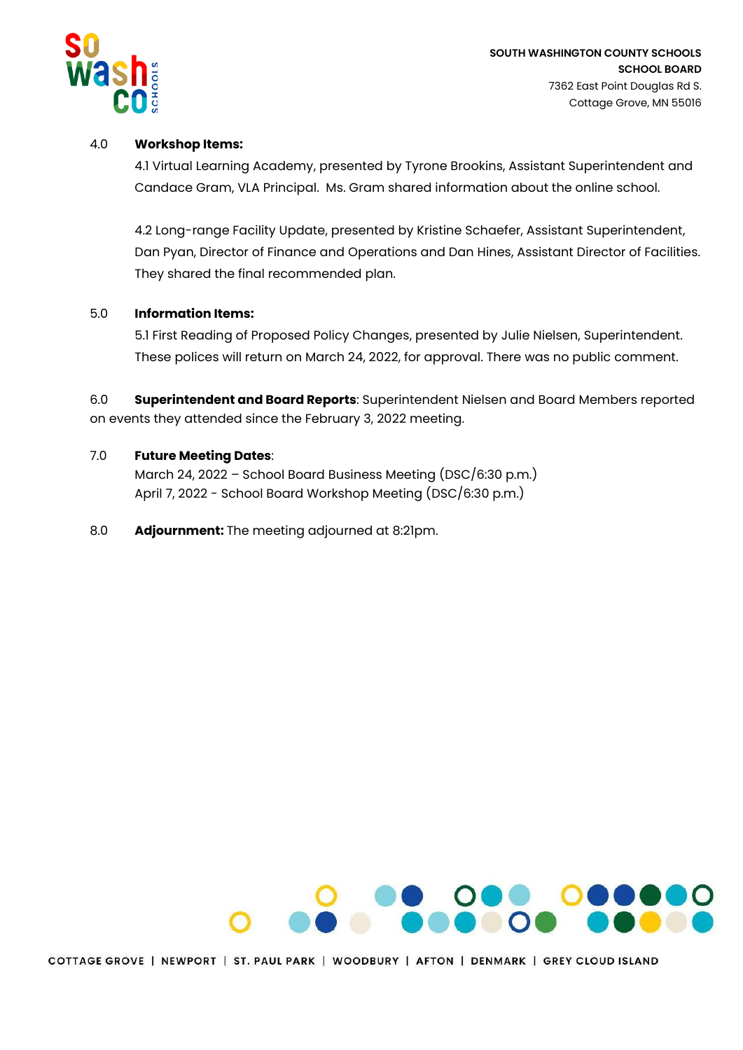4.0 **Workshop Items:**

4.1 Virtual Learning Academy, presented by Tyrone Brookins, Assistant Superintendent and Candace Gram, VLA Principal. Ms. Gram shared information about the online school.

4.2 Long-range Facility Update, presented by Kristine Schaefer, Assistant Superintendent, Dan Pyan, Director of Finance and Operations and Dan Hines, Assistant Director of Facilities. They shared the final recommended plan.

5.0 **Information Items:**

5.1 First Reading of Proposed Policy Changes, presented by Julie Nielsen, Superintendent. These polices will return on March 24, 2022, for approval. There was no public comment.

6.0 **Superintendent and Board Reports**: Superintendent Nielsen and Board Members reported on events they attended since the February 3, 2022 meeting.

7.0 **Future Meeting Dates**:

March 24, 2022 – School Board Business Meeting (DSC/6:30 p.m.)
April 7, 2022 - School Board Workshop Meeting (DSC/6:30 p.m.)

8.0 **Adjournment:** The meeting adjourned at 8:21pm.